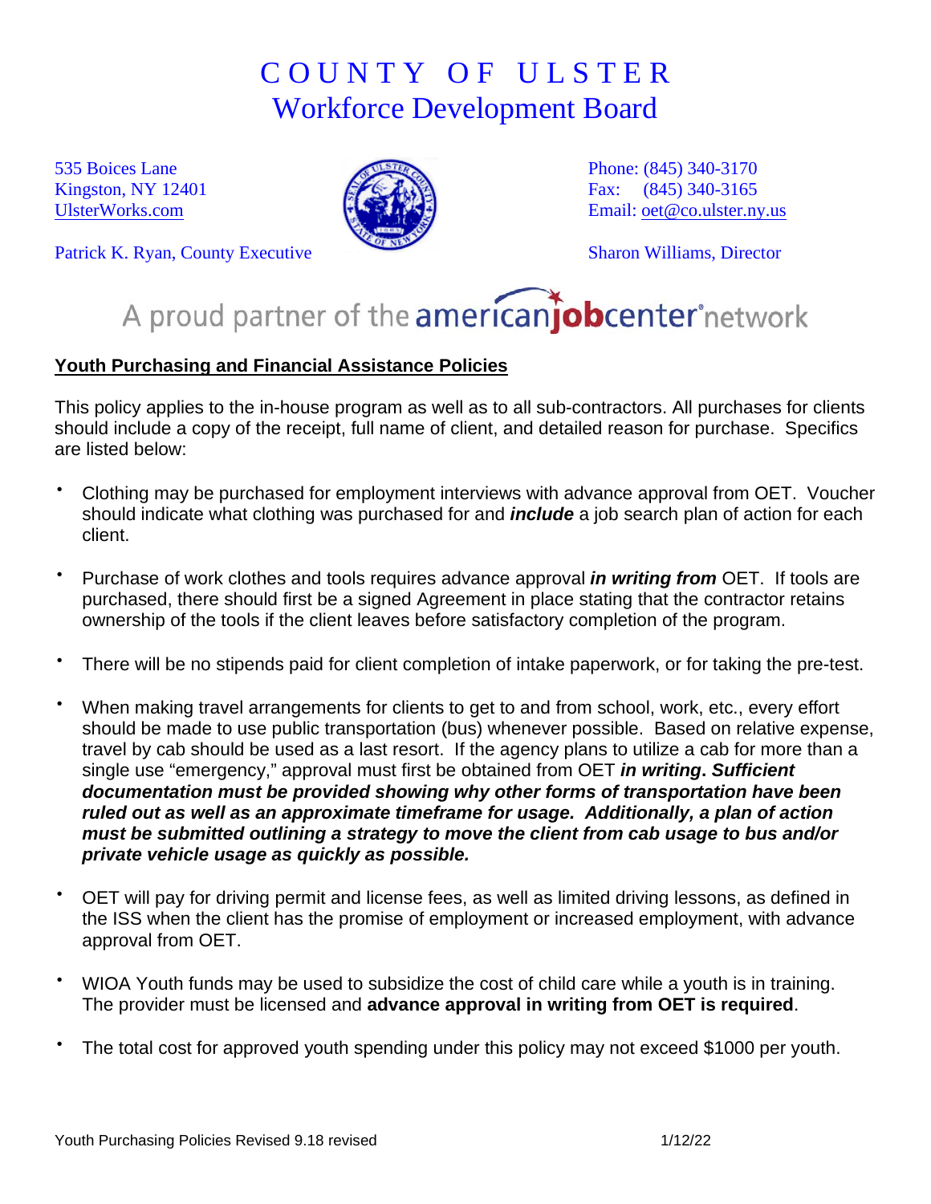# COUNTY OF ULSTER
## Workforce Development Board

535 Boices Lane
Kingston, NY 12401
UlsterWorks.com

Phone: (845) 340-3170
Fax: (845) 340-3165
Email: oet@co.ulster.ny.us

Patrick K. Ryan, County Executive

Sharon Williams, Director

A proud partner of the americanjobcenter network

**Youth Purchasing and Financial Assistance Policies**

This policy applies to the in-house program as well as to all sub-contractors. All purchases for clients should include a copy of the receipt, full name of client, and detailed reason for purchase. Specifics are listed below:

- Clothing may be purchased for employment interviews with advance approval from OET. Voucher should indicate what clothing was purchased for and ***include*** a job search plan of action for each client.
- Purchase of work clothes and tools requires advance approval ***in writing from*** OET. If tools are purchased, there should first be a signed Agreement in place stating that the contractor retains ownership of the tools if the client leaves before satisfactory completion of the program.
- There will be no stipends paid for client completion of intake paperwork, or for taking the pre-test.
- When making travel arrangements for clients to get to and from school, work, etc., every effort should be made to use public transportation (bus) whenever possible. Based on relative expense, travel by cab should be used as a last resort. If the agency plans to utilize a cab for more than a single use "emergency," approval must first be obtained from OET ***in writing. Sufficient documentation must be provided showing why other forms of transportation have been ruled out as well as an approximate timeframe for usage. Additionally, a plan of action must be submitted outlining a strategy to move the client from cab usage to bus and/or private vehicle usage as quickly as possible.***
- OET will pay for driving permit and license fees, as well as limited driving lessons, as defined in the ISS when the client has the promise of employment or increased employment, with advance approval from OET.
- WIOA Youth funds may be used to subsidize the cost of child care while a youth is in training. The provider must be licensed and **advance approval in writing from OET is required**.
- The total cost for approved youth spending under this policy may not exceed $1000 per youth.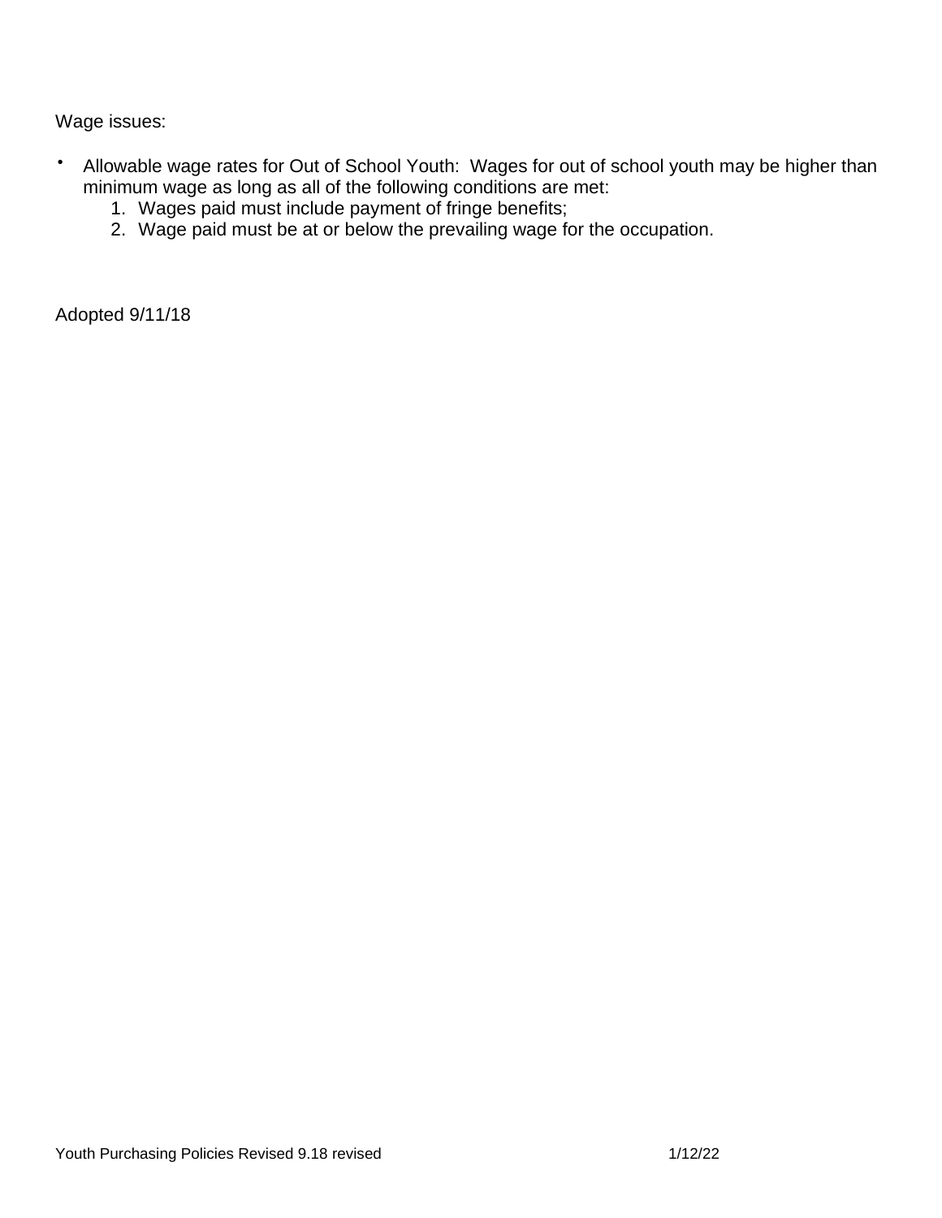Wage issues:

- Allowable wage rates for Out of School Youth: Wages for out of school youth may be higher than minimum wage as long as all of the following conditions are met:
    1. Wages paid must include payment of fringe benefits;
    2. Wage paid must be at or below the prevailing wage for the occupation.

Adopted 9/11/18